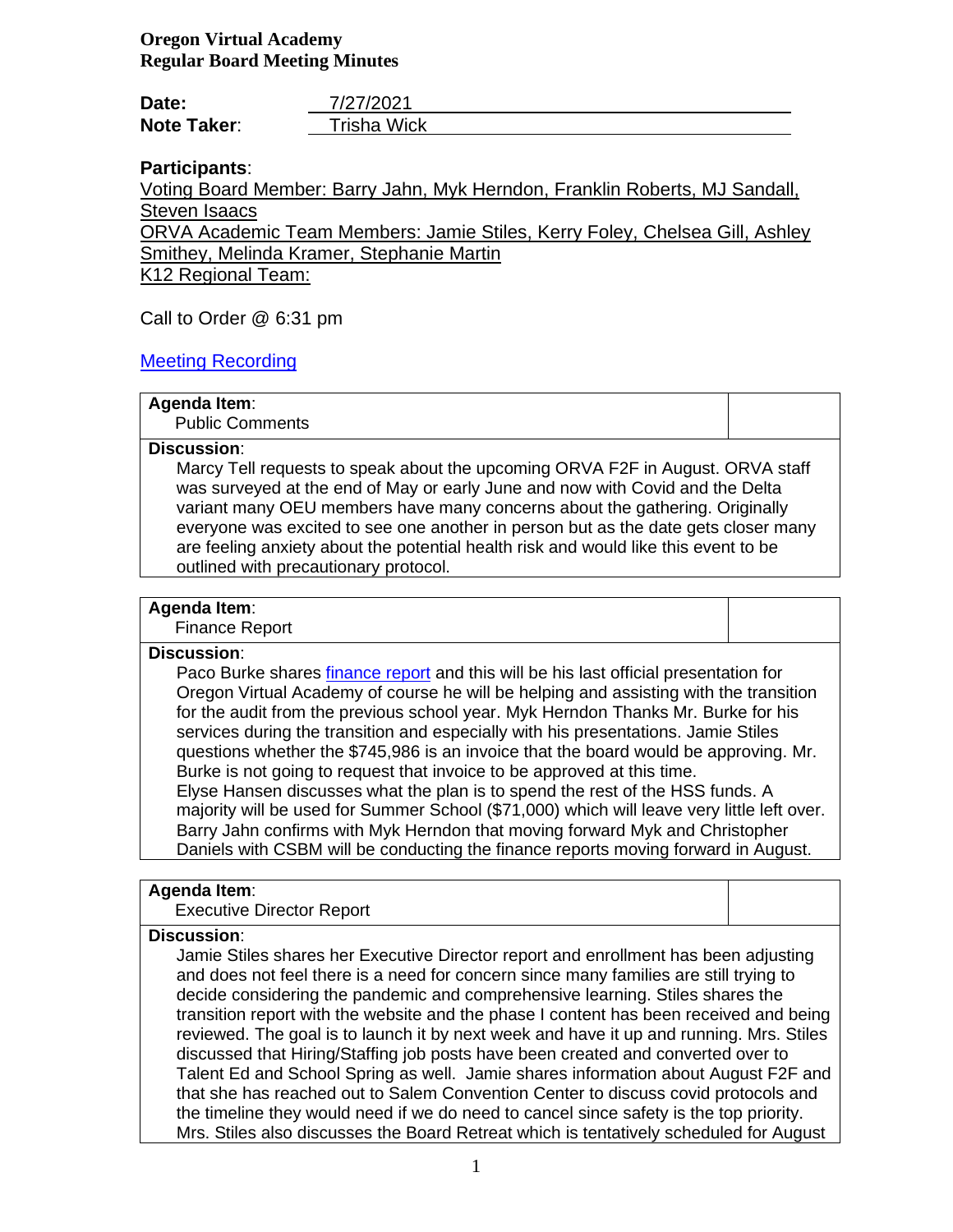**Oregon Virtual Academy**
**Regular Board Meeting Minutes**

**Date:** 7/27/2021
**Note Taker**: Trisha Wick

**Participants**:

Voting Board Member: Barry Jahn, Myk Herndon, Franklin Roberts, MJ Sandall, Steven Isaacs

ORVA Academic Team Members: Jamie Stiles, Kerry Foley, Chelsea Gill, Ashley Smithey, Melinda Kramer, Stephanie Martin

K12 Regional Team:

Call to Order @ 6:31 pm

[Meeting Recording]

**Agenda Item**:
Public Comments

**Discussion**:
Marcy Tell requests to speak about the upcoming ORVA F2F in August. ORVA staff was surveyed at the end of May or early June and now with Covid and the Delta variant many OEU members have many concerns about the gathering. Originally everyone was excited to see one another in person but as the date gets closer many are feeling anxiety about the potential health risk and would like this event to be outlined with precautionary protocol.

**Agenda Item**:
Finance Report

**Discussion**:
Paco Burke shares [finance report] and this will be his last official presentation for Oregon Virtual Academy of course he will be helping and assisting with the transition for the audit from the previous school year. Myk Herndon Thanks Mr. Burke for his services during the transition and especially with his presentations. Jamie Stiles questions whether the $745,986 is an invoice that the board would be approving. Mr. Burke is not going to request that invoice to be approved at this time.
Elyse Hansen discusses what the plan is to spend the rest of the HSS funds. A majority will be used for Summer School ($71,000) which will leave very little left over. Barry Jahn confirms with Myk Herndon that moving forward Myk and Christopher Daniels with CSBM will be conducting the finance reports moving forward in August.

**Agenda Item**:
Executive Director Report

**Discussion**:
Jamie Stiles shares her Executive Director report and enrollment has been adjusting and does not feel there is a need for concern since many families are still trying to decide considering the pandemic and comprehensive learning. Stiles shares the transition report with the website and the phase I content has been received and being reviewed. The goal is to launch it by next week and have it up and running. Mrs. Stiles discussed that Hiring/Staffing job posts have been created and converted over to Talent Ed and School Spring as well. Jamie shares information about August F2F and that she has reached out to Salem Convention Center to discuss covid protocols and the timeline they would need if we do need to cancel since safety is the top priority. Mrs. Stiles also discusses the Board Retreat which is tentatively scheduled for August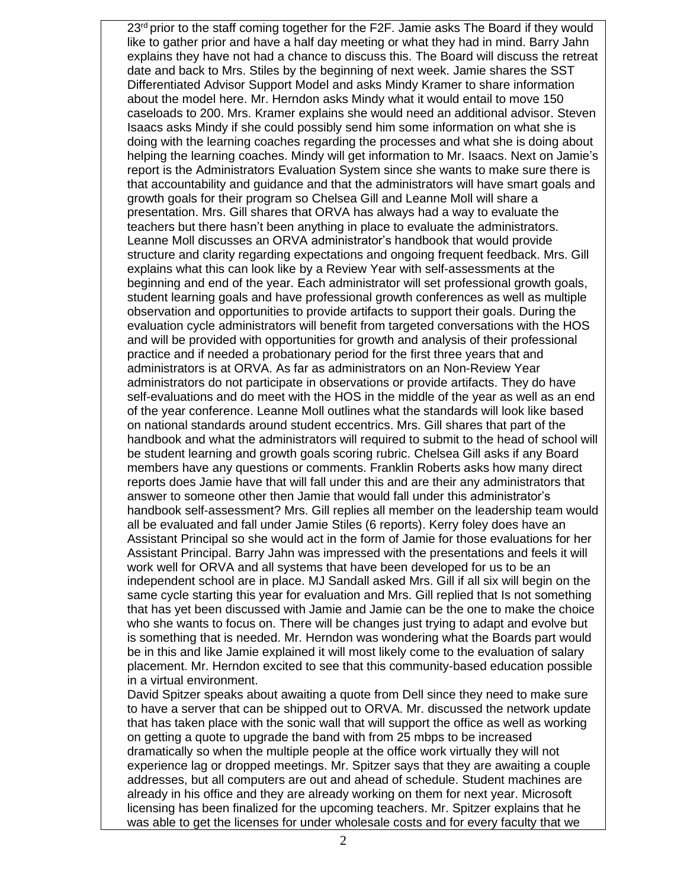23rd prior to the staff coming together for the F2F. Jamie asks The Board if they would like to gather prior and have a half day meeting or what they had in mind. Barry Jahn explains they have not had a chance to discuss this. The Board will discuss the retreat date and back to Mrs. Stiles by the beginning of next week. Jamie shares the SST Differentiated Advisor Support Model and asks Mindy Kramer to share information about the model here. Mr. Herndon asks Mindy what it would entail to move 150 caseloads to 200. Mrs. Kramer explains she would need an additional advisor. Steven Isaacs asks Mindy if she could possibly send him some information on what she is doing with the learning coaches regarding the processes and what she is doing about helping the learning coaches. Mindy will get information to Mr. Isaacs. Next on Jamie's report is the Administrators Evaluation System since she wants to make sure there is that accountability and guidance and that the administrators will have smart goals and growth goals for their program so Chelsea Gill and Leanne Moll will share a presentation. Mrs. Gill shares that ORVA has always had a way to evaluate the teachers but there hasn't been anything in place to evaluate the administrators. Leanne Moll discusses an ORVA administrator's handbook that would provide structure and clarity regarding expectations and ongoing frequent feedback. Mrs. Gill explains what this can look like by a Review Year with self-assessments at the beginning and end of the year. Each administrator will set professional growth goals, student learning goals and have professional growth conferences as well as multiple observation and opportunities to provide artifacts to support their goals. During the evaluation cycle administrators will benefit from targeted conversations with the HOS and will be provided with opportunities for growth and analysis of their professional practice and if needed a probationary period for the first three years that and administrators is at ORVA. As far as administrators on an Non-Review Year administrators do not participate in observations or provide artifacts. They do have self-evaluations and do meet with the HOS in the middle of the year as well as an end of the year conference. Leanne Moll outlines what the standards will look like based on national standards around student eccentrics. Mrs. Gill shares that part of the handbook and what the administrators will required to submit to the head of school will be student learning and growth goals scoring rubric. Chelsea Gill asks if any Board members have any questions or comments. Franklin Roberts asks how many direct reports does Jamie have that will fall under this and are their any administrators that answer to someone other then Jamie that would fall under this administrator's handbook self-assessment? Mrs. Gill replies all member on the leadership team would all be evaluated and fall under Jamie Stiles (6 reports). Kerry foley does have an Assistant Principal so she would act in the form of Jamie for those evaluations for her Assistant Principal. Barry Jahn was impressed with the presentations and feels it will work well for ORVA and all systems that have been developed for us to be an independent school are in place. MJ Sandall asked Mrs. Gill if all six will begin on the same cycle starting this year for evaluation and Mrs. Gill replied that Is not something that has yet been discussed with Jamie and Jamie can be the one to make the choice who she wants to focus on. There will be changes just trying to adapt and evolve but is something that is needed. Mr. Herndon was wondering what the Boards part would be in this and like Jamie explained it will most likely come to the evaluation of salary placement. Mr. Herndon excited to see that this community-based education possible in a virtual environment.

David Spitzer speaks about awaiting a quote from Dell since they need to make sure to have a server that can be shipped out to ORVA. Mr. discussed the network update that has taken place with the sonic wall that will support the office as well as working on getting a quote to upgrade the band with from 25 mbps to be increased dramatically so when the multiple people at the office work virtually they will not experience lag or dropped meetings. Mr. Spitzer says that they are awaiting a couple addresses, but all computers are out and ahead of schedule. Student machines are already in his office and they are already working on them for next year. Microsoft licensing has been finalized for the upcoming teachers. Mr. Spitzer explains that he was able to get the licenses for under wholesale costs and for every faculty that we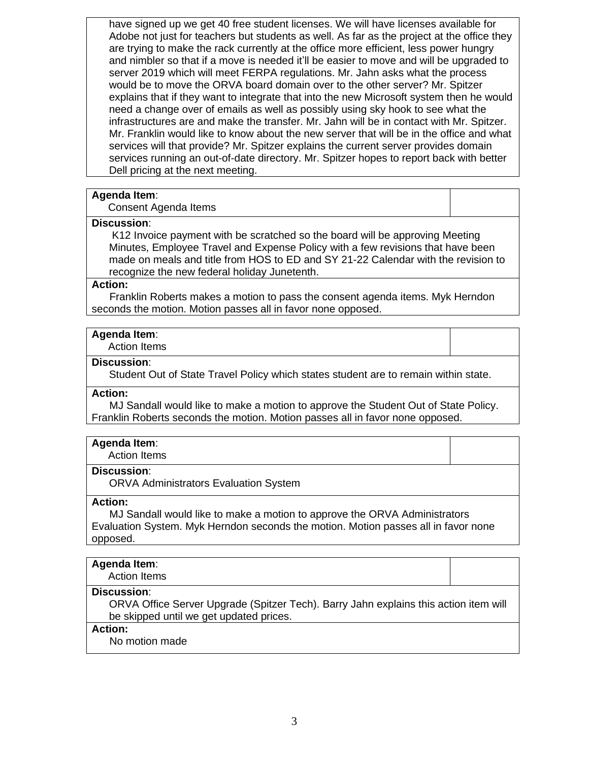have signed up we get 40 free student licenses. We will have licenses available for Adobe not just for teachers but students as well. As far as the project at the office they are trying to make the rack currently at the office more efficient, less power hungry and nimbler so that if a move is needed it'll be easier to move and will be upgraded to server 2019 which will meet FERPA regulations. Mr. Jahn asks what the process would be to move the ORVA board domain over to the other server? Mr. Spitzer explains that if they want to integrate that into the new Microsoft system then he would need a change over of emails as well as possibly using sky hook to see what the infrastructures are and make the transfer. Mr. Jahn will be in contact with Mr. Spitzer. Mr. Franklin would like to know about the new server that will be in the office and what services will that provide? Mr. Spitzer explains the current server provides domain services running an out-of-date directory. Mr. Spitzer hopes to report back with better Dell pricing at the next meeting.

**Agenda Item**:
Consent Agenda Items

**Discussion**:
K12 Invoice payment with be scratched so the board will be approving Meeting Minutes, Employee Travel and Expense Policy with a few revisions that have been made on meals and title from HOS to ED and SY 21-22 Calendar with the revision to recognize the new federal holiday Juneteenth.

**Action:**
Franklin Roberts makes a motion to pass the consent agenda items. Myk Herndon seconds the motion. Motion passes all in favor none opposed.

**Agenda Item**:
Action Items

**Discussion**:
Student Out of State Travel Policy which states student are to remain within state.

**Action:**
MJ Sandall would like to make a motion to approve the Student Out of State Policy. Franklin Roberts seconds the motion. Motion passes all in favor none opposed.

**Agenda Item**:
Action Items

**Discussion**:
ORVA Administrators Evaluation System

**Action:**
MJ Sandall would like to make a motion to approve the ORVA Administrators Evaluation System. Myk Herndon seconds the motion. Motion passes all in favor none opposed.

**Agenda Item**:
Action Items

**Discussion**:
ORVA Office Server Upgrade (Spitzer Tech). Barry Jahn explains this action item will be skipped until we get updated prices.

**Action:**
No motion made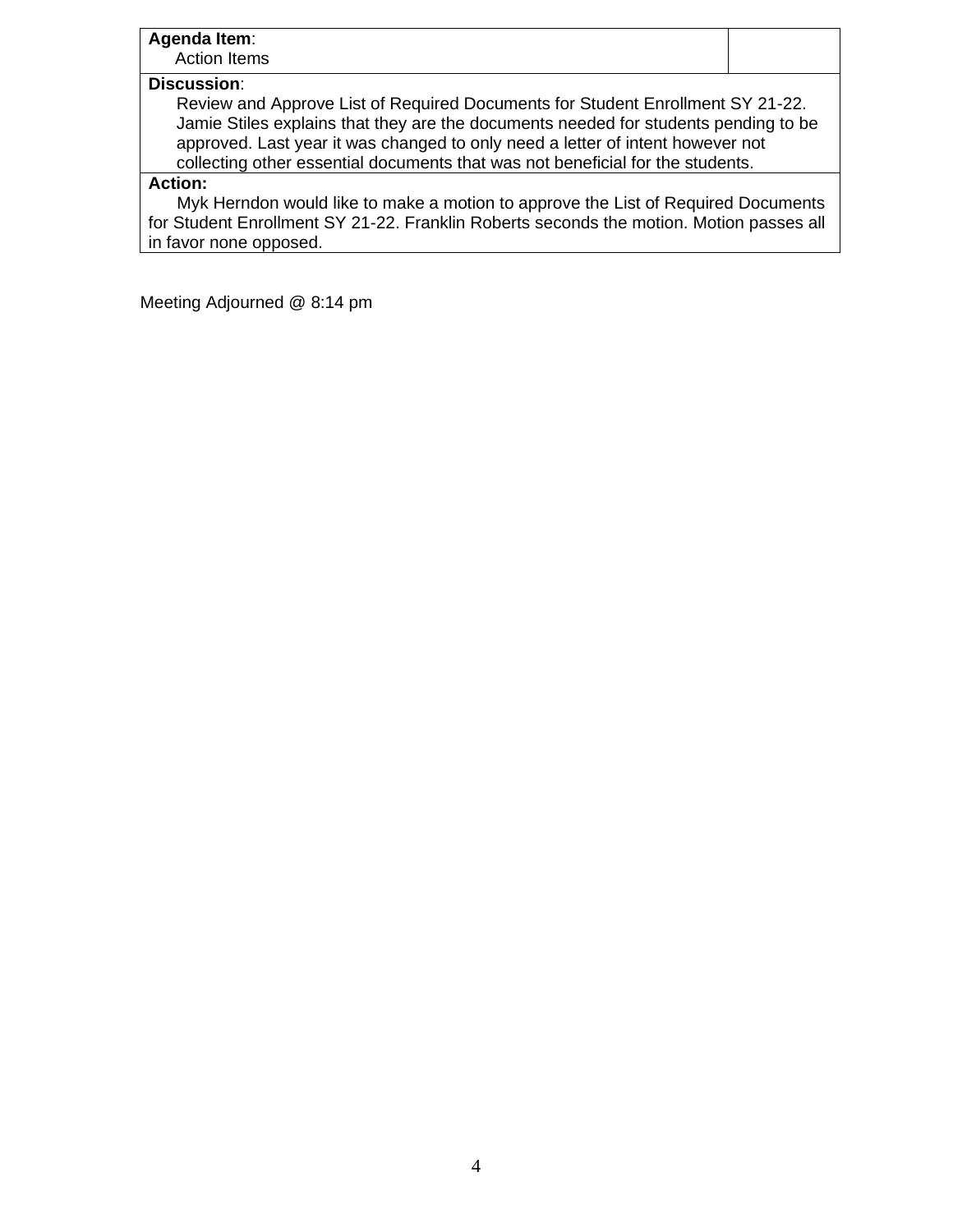| **Agenda Item**: Action Items | |
| --- | --- |
| **Discussion**: Review and Approve List of Required Documents for Student Enrollment SY 21-22. Jamie Stiles explains that they are the documents needed for students pending to be approved. Last year it was changed to only need a letter of intent however not collecting other essential documents that was not beneficial for the students. | |
| **Action:** Myk Herndon would like to make a motion to approve the List of Required Documents for Student Enrollment SY 21-22. Franklin Roberts seconds the motion. Motion passes all in favor none opposed. | |

Meeting Adjourned @ 8:14 pm